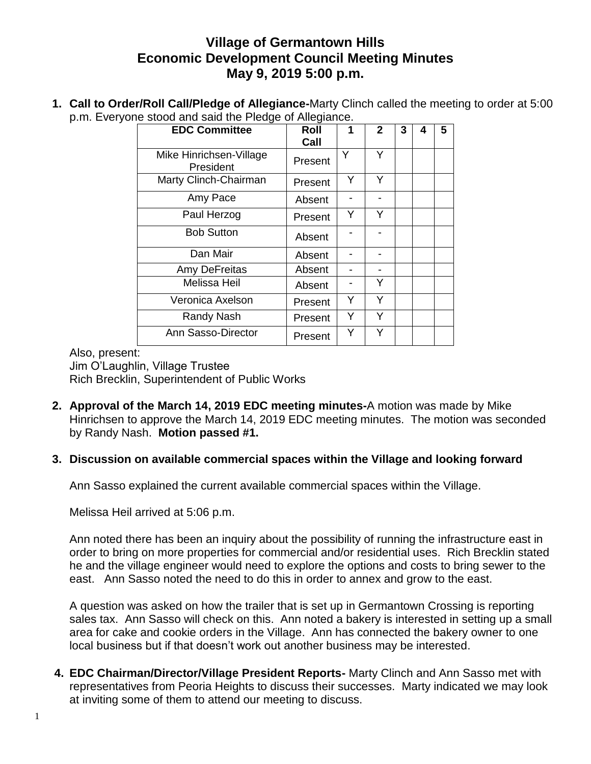# Village of Germantown Hills
# Economic Development Council Meeting Minutes
# May 9, 2019 5:00 p.m.

1. **Call to Order/Roll Call/Pledge of Allegiance-**Marty Clinch called the meeting to order at 5:00 p.m. Everyone stood and said the Pledge of Allegiance.

| EDC Committee | Roll Call | 1 | 2 | 3 | 4 | 5 |
|---|---|---|---|---|---|---|
| Mike Hinrichsen-Village President | Present | Y | Y | | | |
| Marty Clinch-Chairman | Present | Y | Y | | | |
| Amy Pace | Absent | - | - | | | |
| Paul Herzog | Present | Y | Y | | | |
| Bob Sutton | Absent | - | - | | | |
| Dan Mair | Absent | - | - | | | |
| Amy DeFreitas | Absent | - | - | | | |
| Melissa Heil | Absent | - | Y | | | |
| Veronica Axelson | Present | Y | Y | | | |
| Randy Nash | Present | Y | Y | | | |
| Ann Sasso-Director | Present | Y | Y | | | |

Also, present:
Jim O'Laughlin, Village Trustee
Rich Brecklin, Superintendent of Public Works

2. **Approval of the March 14, 2019 EDC meeting minutes-**A motion was made by Mike Hinrichsen to approve the March 14, 2019 EDC meeting minutes. The motion was seconded by Randy Nash. **Motion passed #1.**

3. **Discussion on available commercial spaces within the Village and looking forward**

   Ann Sasso explained the current available commercial spaces within the Village.

   Melissa Heil arrived at 5:06 p.m.

   Ann noted there has been an inquiry about the possibility of running the infrastructure east in order to bring on more properties for commercial and/or residential uses. Rich Brecklin stated he and the village engineer would need to explore the options and costs to bring sewer to the east. Ann Sasso noted the need to do this in order to annex and grow to the east.

   A question was asked on how the trailer that is set up in Germantown Crossing is reporting sales tax. Ann Sasso will check on this. Ann noted a bakery is interested in setting up a small area for cake and cookie orders in the Village. Ann has connected the bakery owner to one local business but if that doesn't work out another business may be interested.

4. **EDC Chairman/Director/Village President Reports-** Marty Clinch and Ann Sasso met with representatives from Peoria Heights to discuss their successes. Marty indicated we may look at inviting some of them to attend our meeting to discuss.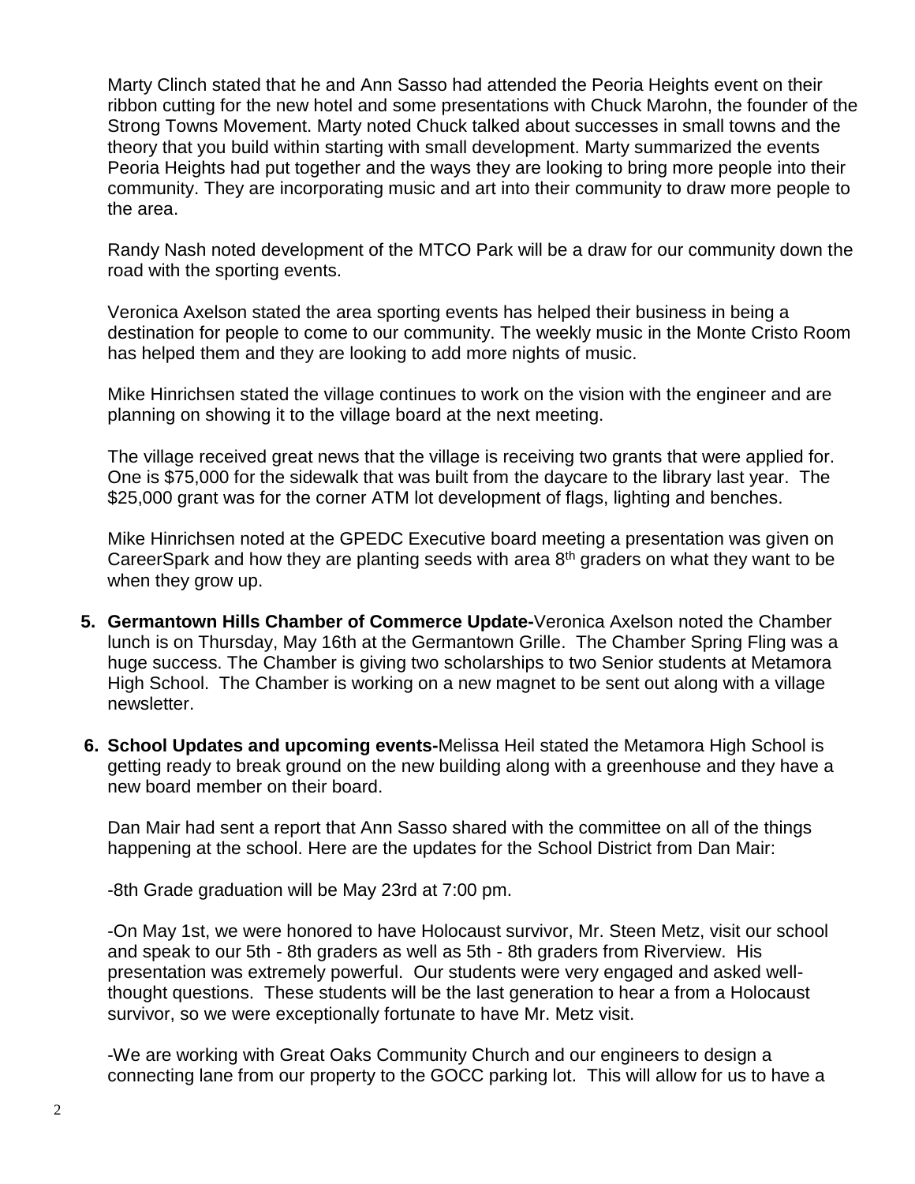Marty Clinch stated that he and Ann Sasso had attended the Peoria Heights event on their ribbon cutting for the new hotel and some presentations with Chuck Marohn, the founder of the Strong Towns Movement. Marty noted Chuck talked about successes in small towns and the theory that you build within starting with small development. Marty summarized the events Peoria Heights had put together and the ways they are looking to bring more people into their community. They are incorporating music and art into their community to draw more people to the area.

Randy Nash noted development of the MTCO Park will be a draw for our community down the road with the sporting events.

Veronica Axelson stated the area sporting events has helped their business in being a destination for people to come to our community. The weekly music in the Monte Cristo Room has helped them and they are looking to add more nights of music.

Mike Hinrichsen stated the village continues to work on the vision with the engineer and are planning on showing it to the village board at the next meeting.

The village received great news that the village is receiving two grants that were applied for. One is $75,000 for the sidewalk that was built from the daycare to the library last year. The $25,000 grant was for the corner ATM lot development of flags, lighting and benches.

Mike Hinrichsen noted at the GPEDC Executive board meeting a presentation was given on CareerSpark and how they are planting seeds with area 8th graders on what they want to be when they grow up.

5. **Germantown Hills Chamber of Commerce Update-**Veronica Axelson noted the Chamber lunch is on Thursday, May 16th at the Germantown Grille. The Chamber Spring Fling was a huge success. The Chamber is giving two scholarships to two Senior students at Metamora High School. The Chamber is working on a new magnet to be sent out along with a village newsletter.

6. **School Updates and upcoming events-**Melissa Heil stated the Metamora High School is getting ready to break ground on the new building along with a greenhouse and they have a new board member on their board.

   Dan Mair had sent a report that Ann Sasso shared with the committee on all of the things happening at the school. Here are the updates for the School District from Dan Mair:

   -8th Grade graduation will be May 23rd at 7:00 pm.

   -On May 1st, we were honored to have Holocaust survivor, Mr. Steen Metz, visit our school and speak to our 5th - 8th graders as well as 5th - 8th graders from Riverview. His presentation was extremely powerful. Our students were very engaged and asked well-thought questions. These students will be the last generation to hear a from a Holocaust survivor, so we were exceptionally fortunate to have Mr. Metz visit.

   -We are working with Great Oaks Community Church and our engineers to design a connecting lane from our property to the GOCC parking lot. This will allow for us to have a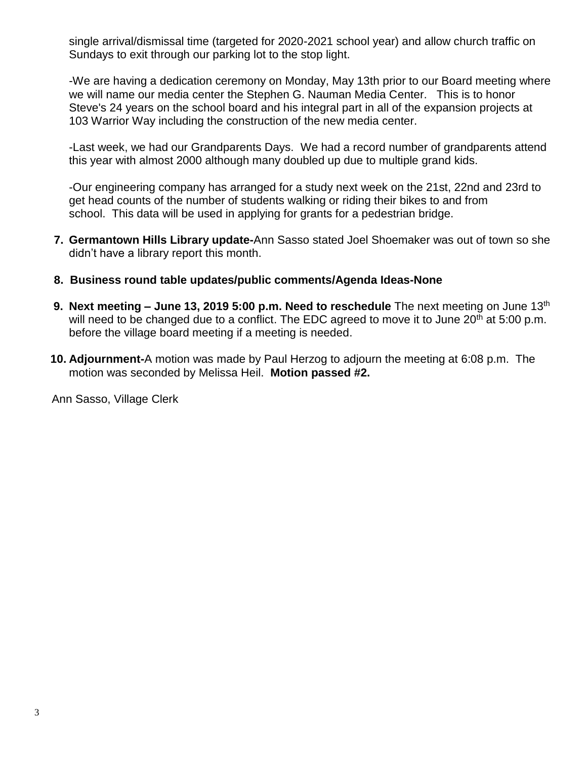single arrival/dismissal time (targeted for 2020-2021 school year) and allow church traffic on Sundays to exit through our parking lot to the stop light.

-We are having a dedication ceremony on Monday, May 13th prior to our Board meeting where we will name our media center the Stephen G. Nauman Media Center. This is to honor Steve's 24 years on the school board and his integral part in all of the expansion projects at 103 Warrior Way including the construction of the new media center.

-Last week, we had our Grandparents Days. We had a record number of grandparents attend this year with almost 2000 although many doubled up due to multiple grand kids.

-Our engineering company has arranged for a study next week on the 21st, 22nd and 23rd to get head counts of the number of students walking or riding their bikes to and from school. This data will be used in applying for grants for a pedestrian bridge.

7. **Germantown Hills Library update-**Ann Sasso stated Joel Shoemaker was out of town so she didn't have a library report this month.

8. **Business round table updates/public comments/Agenda Ideas-None**

9. **Next meeting – June 13, 2019 5:00 p.m. Need to reschedule** The next meeting on June 13th will need to be changed due to a conflict. The EDC agreed to move it to June 20th at 5:00 p.m. before the village board meeting if a meeting is needed.

10. **Adjournment-**A motion was made by Paul Herzog to adjourn the meeting at 6:08 p.m. The motion was seconded by Melissa Heil. **Motion passed #2.**

Ann Sasso, Village Clerk